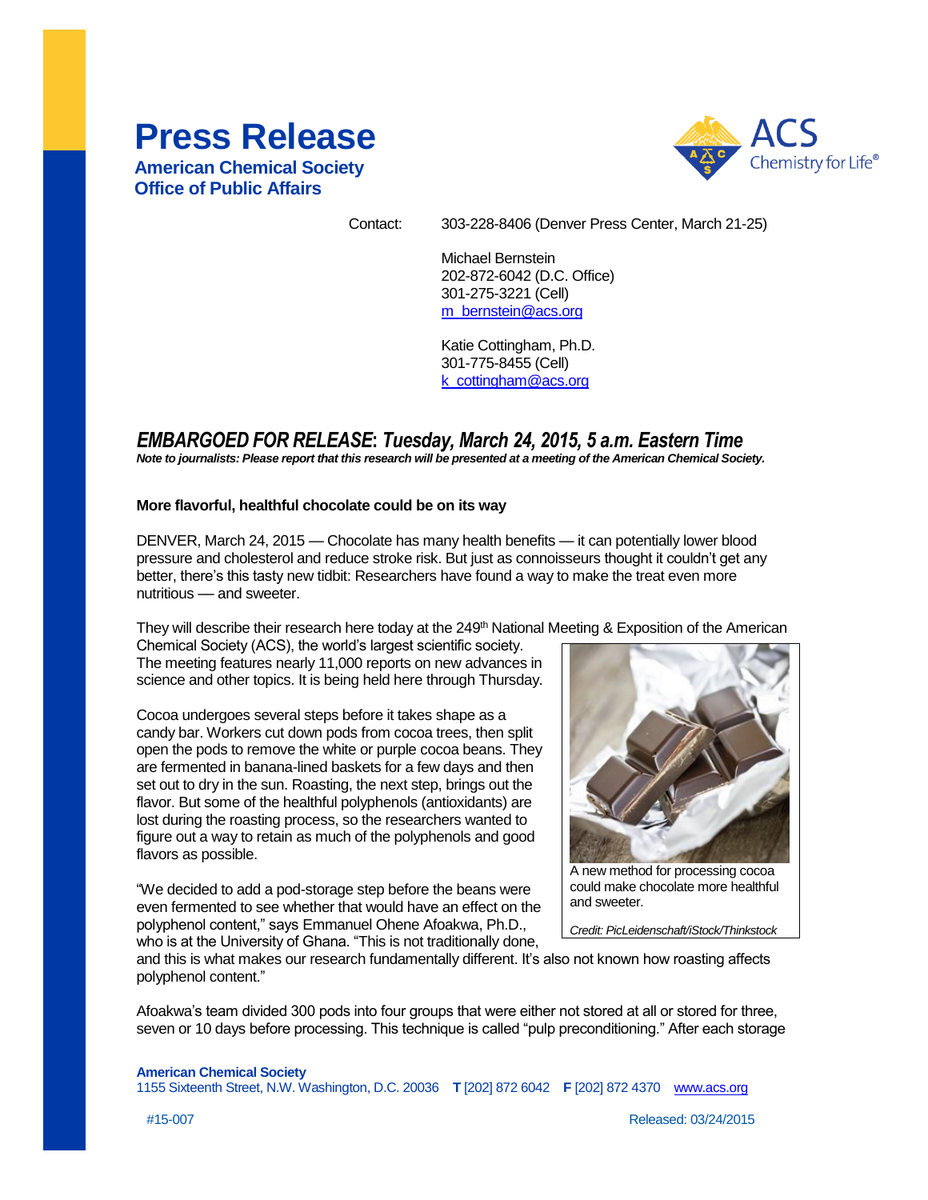# Press Release

**American Chemical Society**
**Office of Public Affairs**

Contact: 303-228-8406 (Denver Press Center, March 21-25)

Michael Bernstein
202-872-6042 (D.C. Office)
301-275-3221 (Cell)
m_bernstein@acs.org

Katie Cottingham, Ph.D.
301-775-8455 (Cell)
k_cottingham@acs.org

## *EMBARGOED FOR RELEASE: Tuesday, March 24, 2015, 5 a.m. Eastern Time*

***Note to journalists: Please report that this research will be presented at a meeting of the American Chemical Society.***

**More flavorful, healthful chocolate could be on its way**

DENVER, March 24, 2015 — Chocolate has many health benefits — it can potentially lower blood pressure and cholesterol and reduce stroke risk. But just as connoisseurs thought it couldn't get any better, there's this tasty new tidbit: Researchers have found a way to make the treat even more nutritious — and sweeter.

They will describe their research here today at the 249th National Meeting & Exposition of the American Chemical Society (ACS), the world's largest scientific society. The meeting features nearly 11,000 reports on new advances in science and other topics. It is being held here through Thursday.

Cocoa undergoes several steps before it takes shape as a candy bar. Workers cut down pods from cocoa trees, then split open the pods to remove the white or purple cocoa beans. They are fermented in banana-lined baskets for a few days and then set out to dry in the sun. Roasting, the next step, brings out the flavor. But some of the healthful polyphenols (antioxidants) are lost during the roasting process, so the researchers wanted to figure out a way to retain as much of the polyphenols and good flavors as possible.

A new method for processing cocoa could make chocolate more healthful and sweeter.

*Credit: PicLeidenschaft/iStock/Thinkstock*

"We decided to add a pod-storage step before the beans were even fermented to see whether that would have an effect on the polyphenol content," says Emmanuel Ohene Afoakwa, Ph.D., who is at the University of Ghana. "This is not traditionally done, and this is what makes our research fundamentally different. It's also not known how roasting affects polyphenol content."

Afoakwa's team divided 300 pods into four groups that were either not stored at all or stored for three, seven or 10 days before processing. This technique is called "pulp preconditioning." After each storage

**American Chemical Society**
1155 Sixteenth Street, N.W. Washington, D.C. 20036 **T** [202] 872 6042 **F** [202] 872 4370 www.acs.org

#15-007 Released: 03/24/2015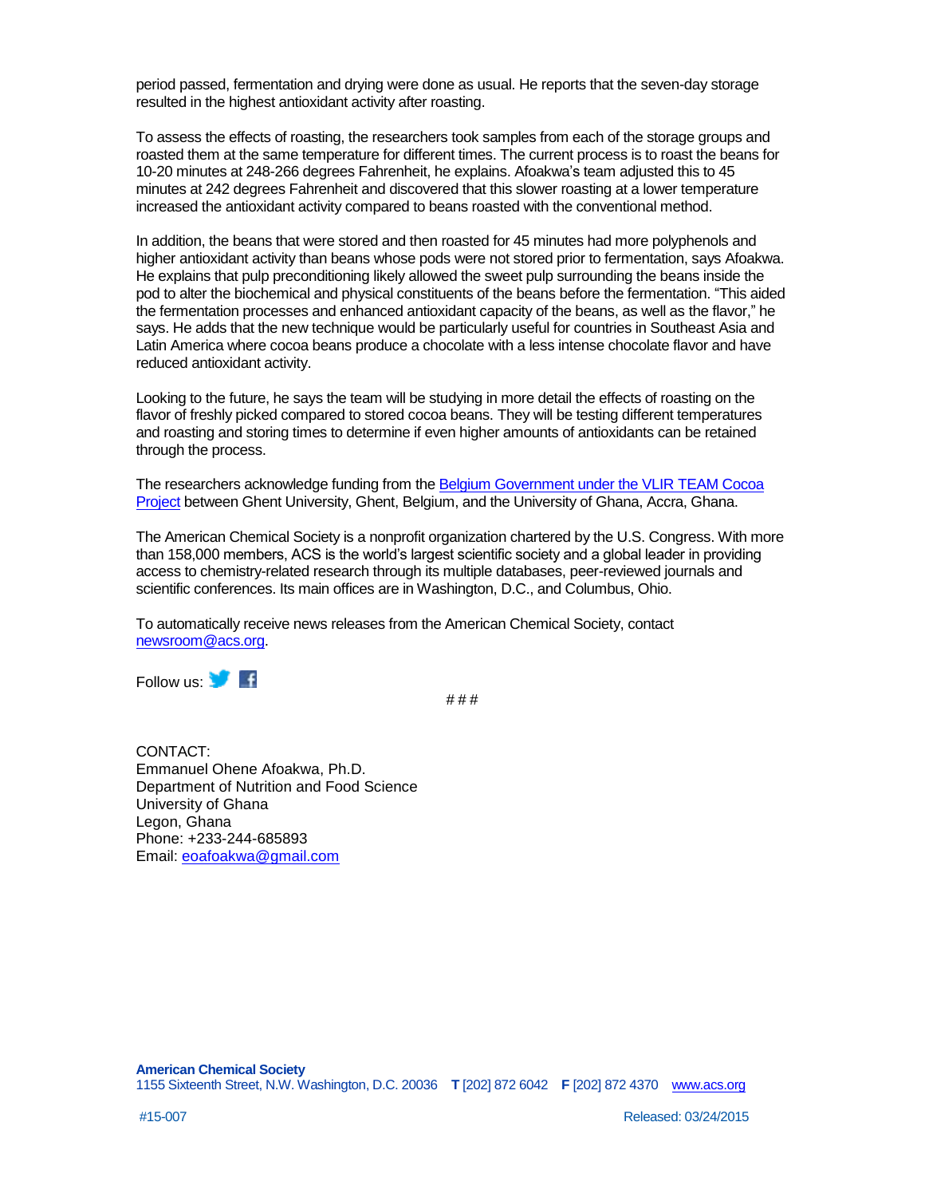period passed, fermentation and drying were done as usual. He reports that the seven-day storage resulted in the highest antioxidant activity after roasting.

To assess the effects of roasting, the researchers took samples from each of the storage groups and roasted them at the same temperature for different times. The current process is to roast the beans for 10-20 minutes at 248-266 degrees Fahrenheit, he explains. Afoakwa's team adjusted this to 45 minutes at 242 degrees Fahrenheit and discovered that this slower roasting at a lower temperature increased the antioxidant activity compared to beans roasted with the conventional method.

In addition, the beans that were stored and then roasted for 45 minutes had more polyphenols and higher antioxidant activity than beans whose pods were not stored prior to fermentation, says Afoakwa. He explains that pulp preconditioning likely allowed the sweet pulp surrounding the beans inside the pod to alter the biochemical and physical constituents of the beans before the fermentation. "This aided the fermentation processes and enhanced antioxidant capacity of the beans, as well as the flavor," he says. He adds that the new technique would be particularly useful for countries in Southeast Asia and Latin America where cocoa beans produce a chocolate with a less intense chocolate flavor and have reduced antioxidant activity.

Looking to the future, he says the team will be studying in more detail the effects of roasting on the flavor of freshly picked compared to stored cocoa beans. They will be testing different temperatures and roasting and storing times to determine if even higher amounts of antioxidants can be retained through the process.

The researchers acknowledge funding from the Belgium Government under the VLIR TEAM Cocoa Project between Ghent University, Ghent, Belgium, and the University of Ghana, Accra, Ghana.

The American Chemical Society is a nonprofit organization chartered by the U.S. Congress. With more than 158,000 members, ACS is the world's largest scientific society and a global leader in providing access to chemistry-related research through its multiple databases, peer-reviewed journals and scientific conferences. Its main offices are in Washington, D.C., and Columbus, Ohio.

To automatically receive news releases from the American Chemical Society, contact newsroom@acs.org.

Follow us:

# # #

CONTACT:
Emmanuel Ohene Afoakwa, Ph.D.
Department of Nutrition and Food Science
University of Ghana
Legon, Ghana
Phone: +233-244-685893
Email: eoafoakwa@gmail.com

**American Chemical Society**
1155 Sixteenth Street, N.W. Washington, D.C. 20036 **T** [202] 872 6042 **F** [202] 872 4370 www.acs.org

#15-007 Released: 03/24/2015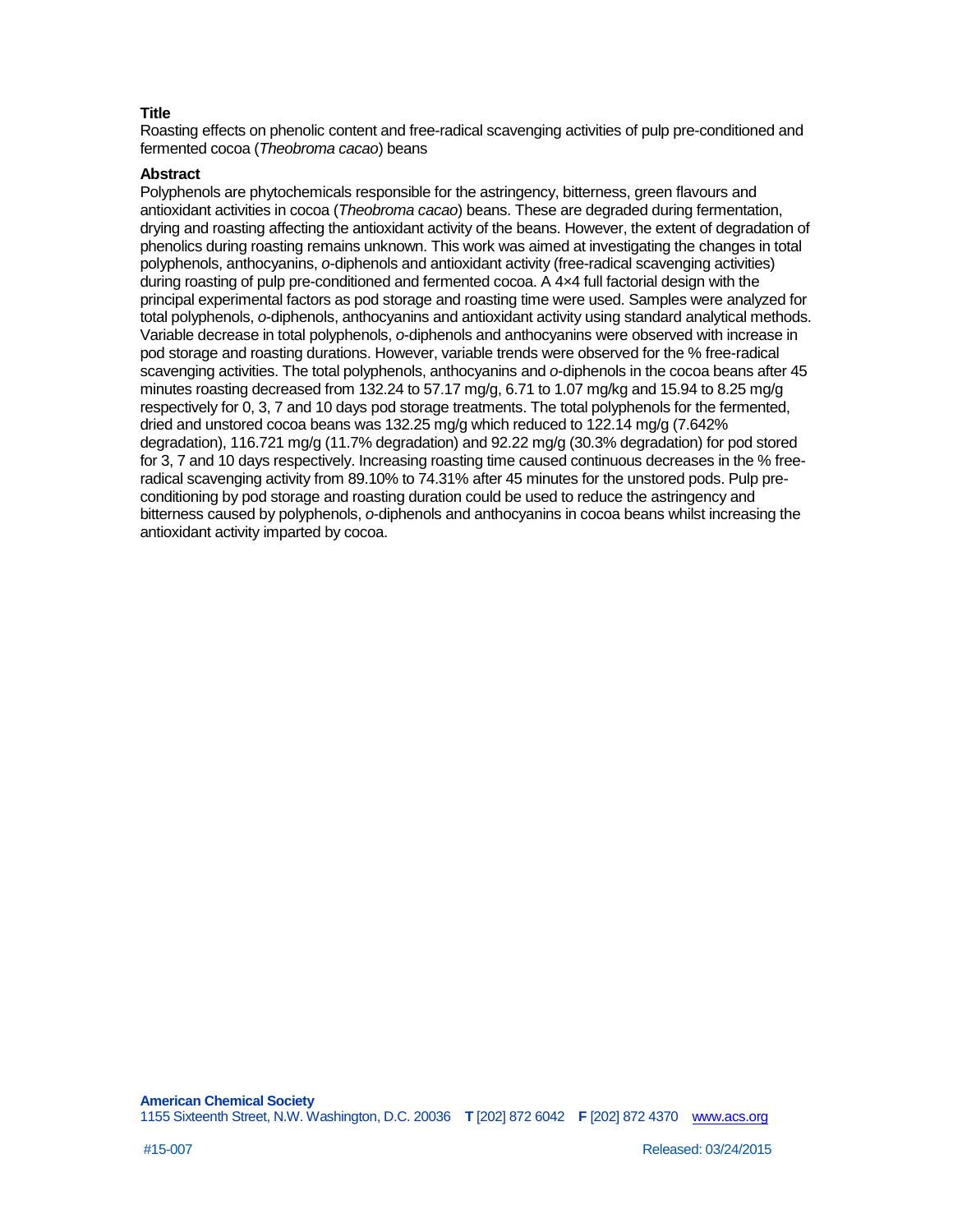**Title**

Roasting effects on phenolic content and free-radical scavenging activities of pulp pre-conditioned and fermented cocoa (*Theobroma cacao*) beans

**Abstract**

Polyphenols are phytochemicals responsible for the astringency, bitterness, green flavours and antioxidant activities in cocoa (*Theobroma cacao*) beans. These are degraded during fermentation, drying and roasting affecting the antioxidant activity of the beans. However, the extent of degradation of phenolics during roasting remains unknown. This work was aimed at investigating the changes in total polyphenols, anthocyanins, *o*-diphenols and antioxidant activity (free-radical scavenging activities) during roasting of pulp pre-conditioned and fermented cocoa. A 4×4 full factorial design with the principal experimental factors as pod storage and roasting time were used. Samples were analyzed for total polyphenols, *o*-diphenols, anthocyanins and antioxidant activity using standard analytical methods. Variable decrease in total polyphenols, *o*-diphenols and anthocyanins were observed with increase in pod storage and roasting durations. However, variable trends were observed for the % free-radical scavenging activities. The total polyphenols, anthocyanins and *o*-diphenols in the cocoa beans after 45 minutes roasting decreased from 132.24 to 57.17 mg/g, 6.71 to 1.07 mg/kg and 15.94 to 8.25 mg/g respectively for 0, 3, 7 and 10 days pod storage treatments. The total polyphenols for the fermented, dried and unstored cocoa beans was 132.25 mg/g which reduced to 122.14 mg/g (7.642% degradation), 116.721 mg/g (11.7% degradation) and 92.22 mg/g (30.3% degradation) for pod stored for 3, 7 and 10 days respectively. Increasing roasting time caused continuous decreases in the % free-radical scavenging activity from 89.10% to 74.31% after 45 minutes for the unstored pods. Pulp pre-conditioning by pod storage and roasting duration could be used to reduce the astringency and bitterness caused by polyphenols, *o*-diphenols and anthocyanins in cocoa beans whilst increasing the antioxidant activity imparted by cocoa.

**American Chemical Society**
1155 Sixteenth Street, N.W. Washington, D.C. 20036 **T** [202] 872 6042 **F** [202] 872 4370 www.acs.org

#15-007 Released: 03/24/2015